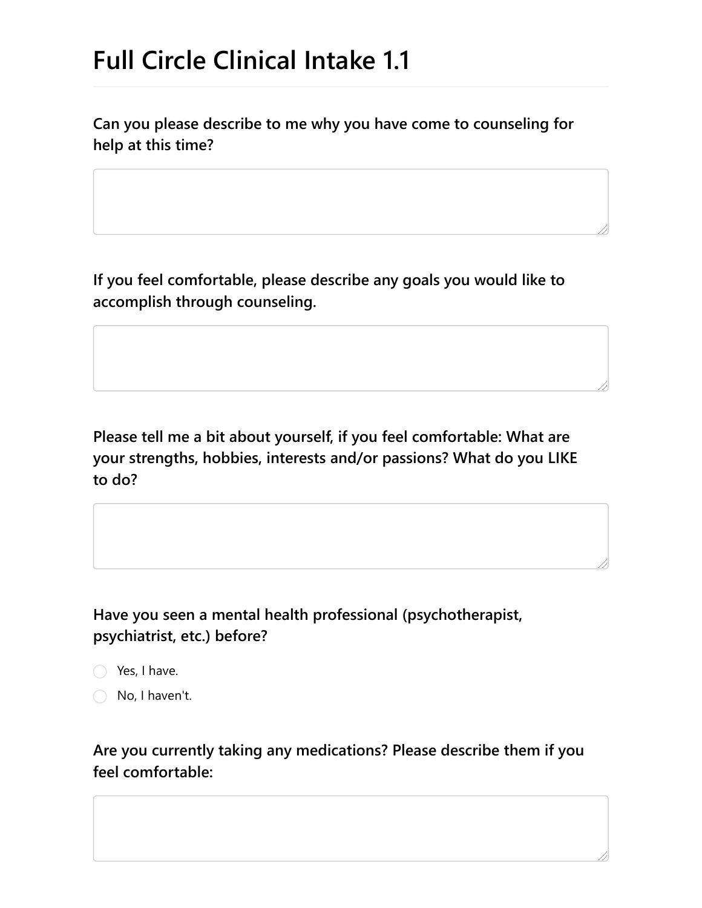# Full Circle Clinical Intake 1.1

**Can you please describe to me why you have come to counseling for help at this time?**

**If you feel comfortable, please describe any goals you would like to accomplish through counseling.**

**Please tell me a bit about yourself, if you feel comfortable: What are your strengths, hobbies, interests and/or passions? What do you LIKE to do?**

**Have you seen a mental health professional (psychotherapist, psychiatrist, etc.) before?**

- Yes, I have.
- No, I haven't.

**Are you currently taking any medications? Please describe them if you feel comfortable:**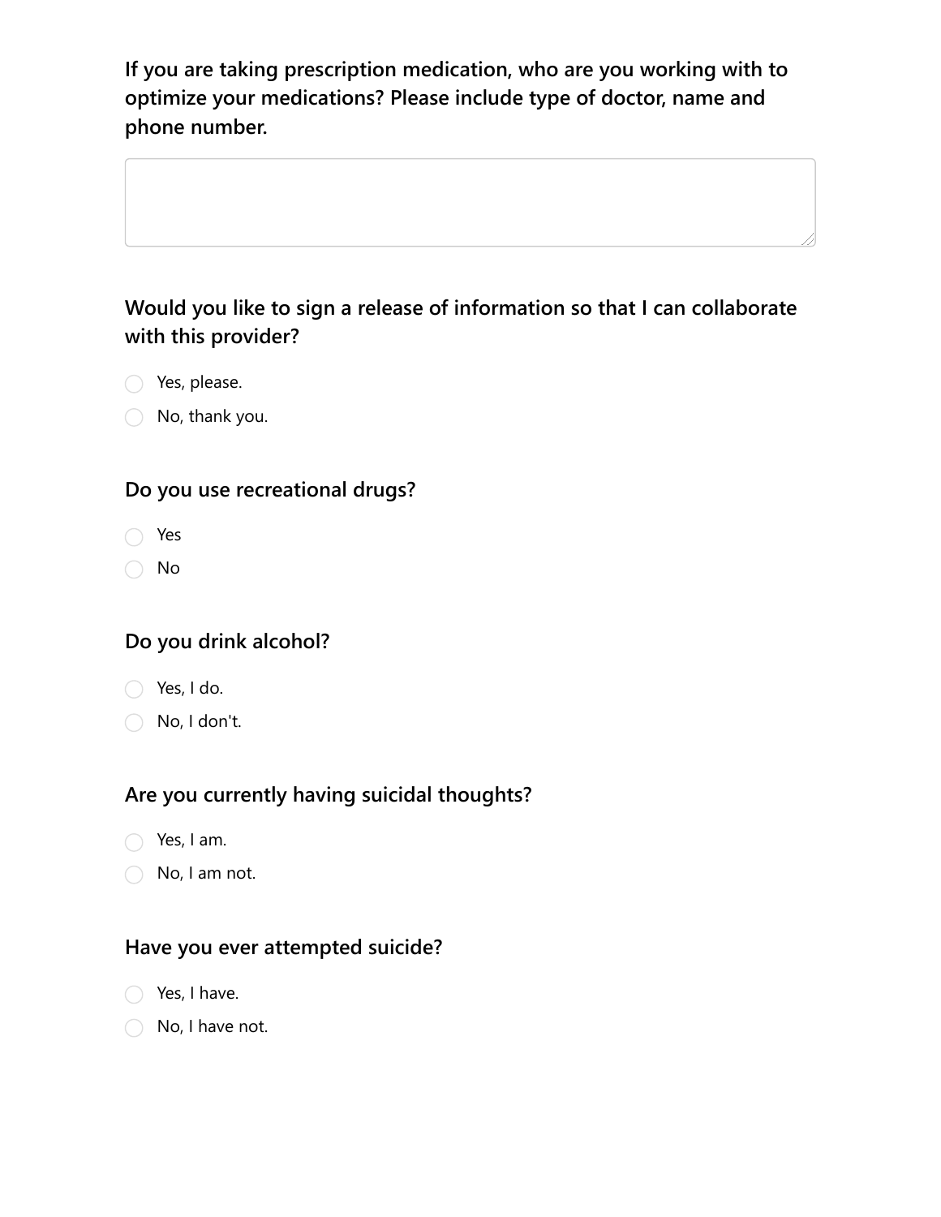**If you are taking prescription medication, who are you working with to optimize your medications? Please include type of doctor, name and phone number.**

&nbsp;

**Would you like to sign a release of information so that I can collaborate with this provider?**

- ○ Yes, please.
- ○ No, thank you.

**Do you use recreational drugs?**

- ○ Yes
- ○ No

**Do you drink alcohol?**

- ○ Yes, I do.
- ○ No, I don't.

**Are you currently having suicidal thoughts?**

- ○ Yes, I am.
- ○ No, I am not.

**Have you ever attempted suicide?**

- ○ Yes, I have.
- ○ No, I have not.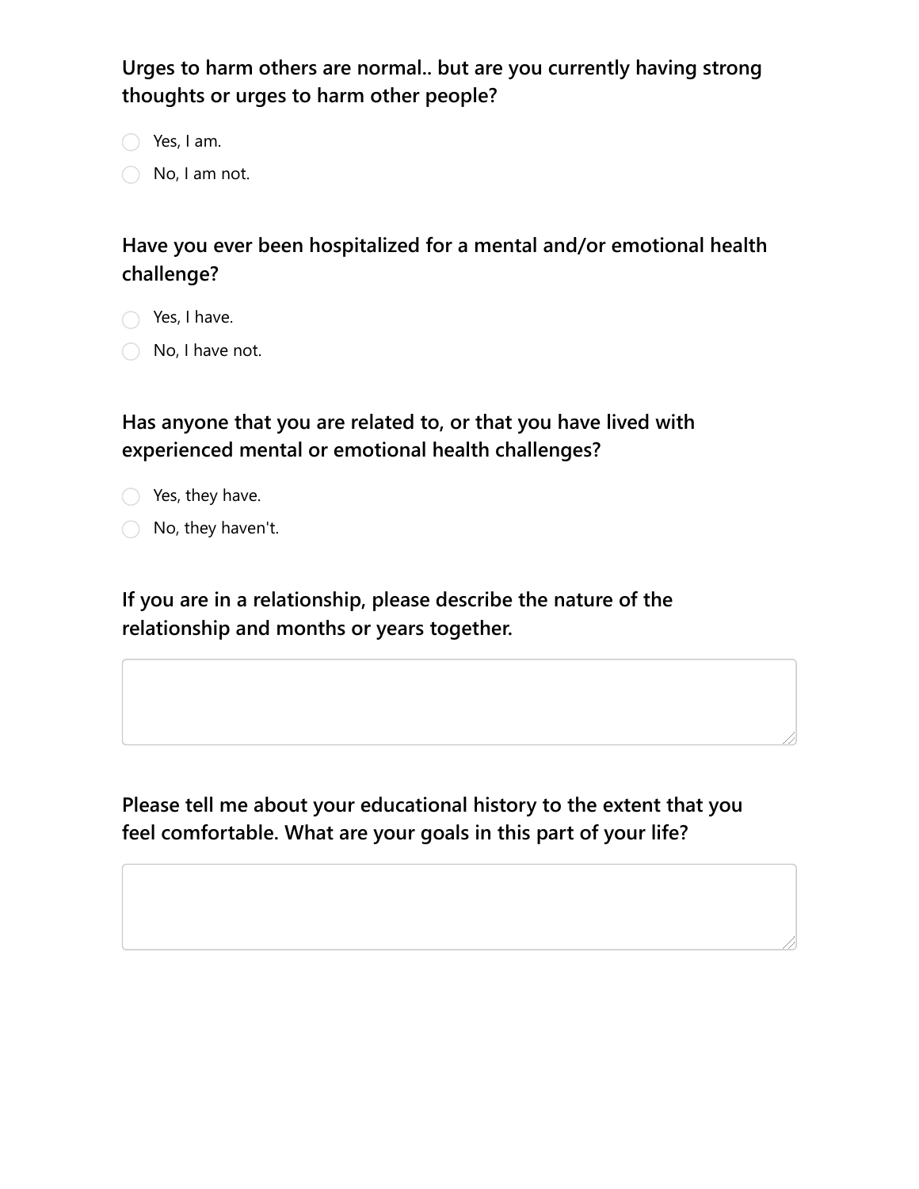**Urges to harm others are normal.. but are you currently having strong thoughts or urges to harm other people?**

- Yes, I am.
- No, I am not.

**Have you ever been hospitalized for a mental and/or emotional health challenge?**

- Yes, I have.
- No, I have not.

**Has anyone that you are related to, or that you have lived with experienced mental or emotional health challenges?**

- Yes, they have.
- No, they haven't.

**If you are in a relationship, please describe the nature of the relationship and months or years together.**

&nbsp;

**Please tell me about your educational history to the extent that you feel comfortable. What are your goals in this part of your life?**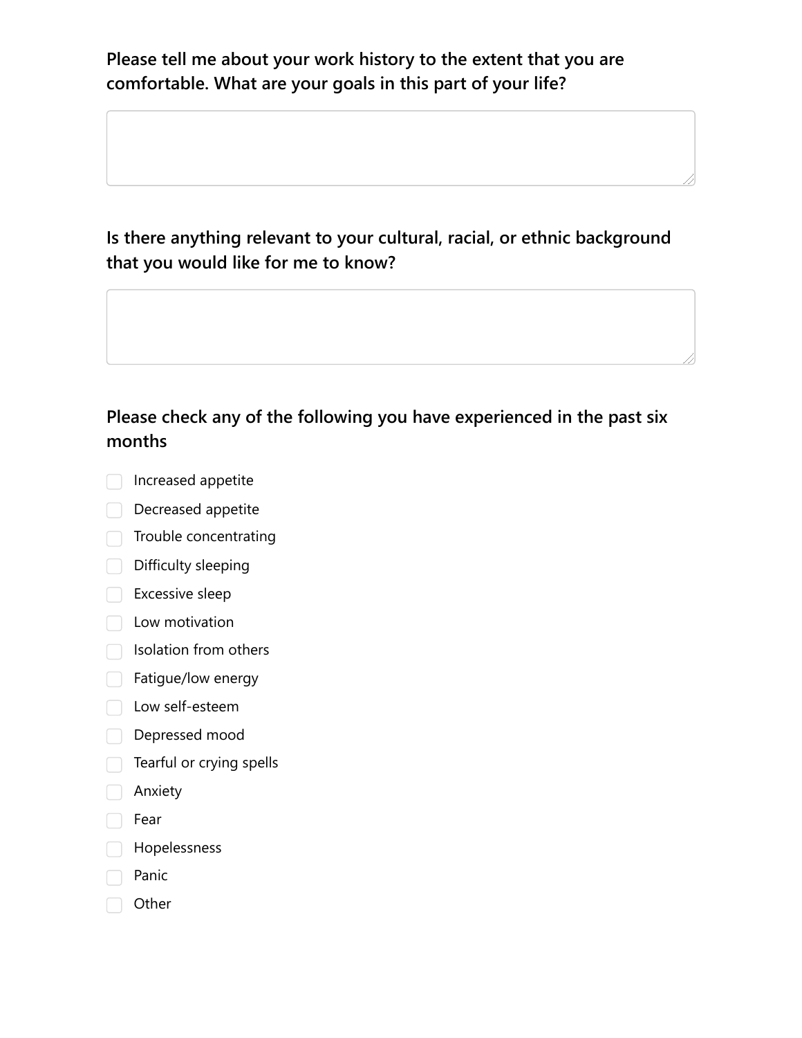**Please tell me about your work history to the extent that you are comfortable. What are your goals in this part of your life?**

**Is there anything relevant to your cultural, racial, or ethnic background that you would like for me to know?**

**Please check any of the following you have experienced in the past six months**

- [ ] Increased appetite
- [ ] Decreased appetite
- [ ] Trouble concentrating
- [ ] Difficulty sleeping
- [ ] Excessive sleep
- [ ] Low motivation
- [ ] Isolation from others
- [ ] Fatigue/low energy
- [ ] Low self-esteem
- [ ] Depressed mood
- [ ] Tearful or crying spells
- [ ] Anxiety
- [ ] Fear
- [ ] Hopelessness
- [ ] Panic
- [ ] Other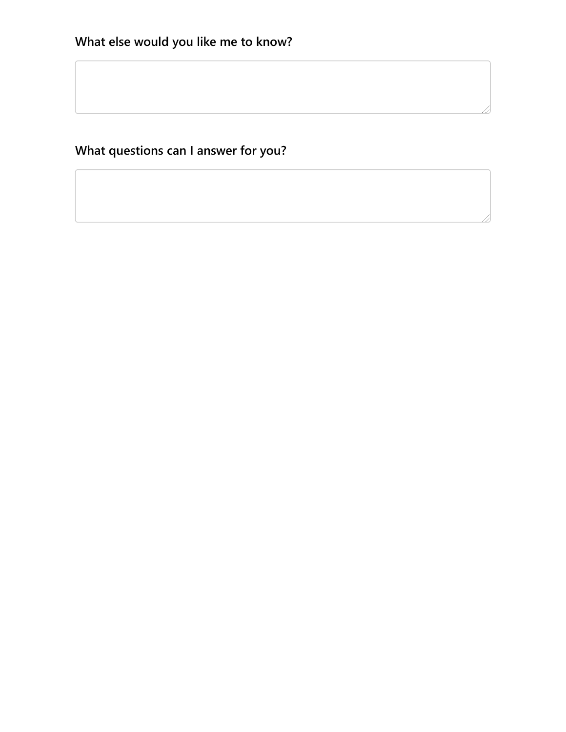**What else would you like me to know?**

**What questions can I answer for you?**